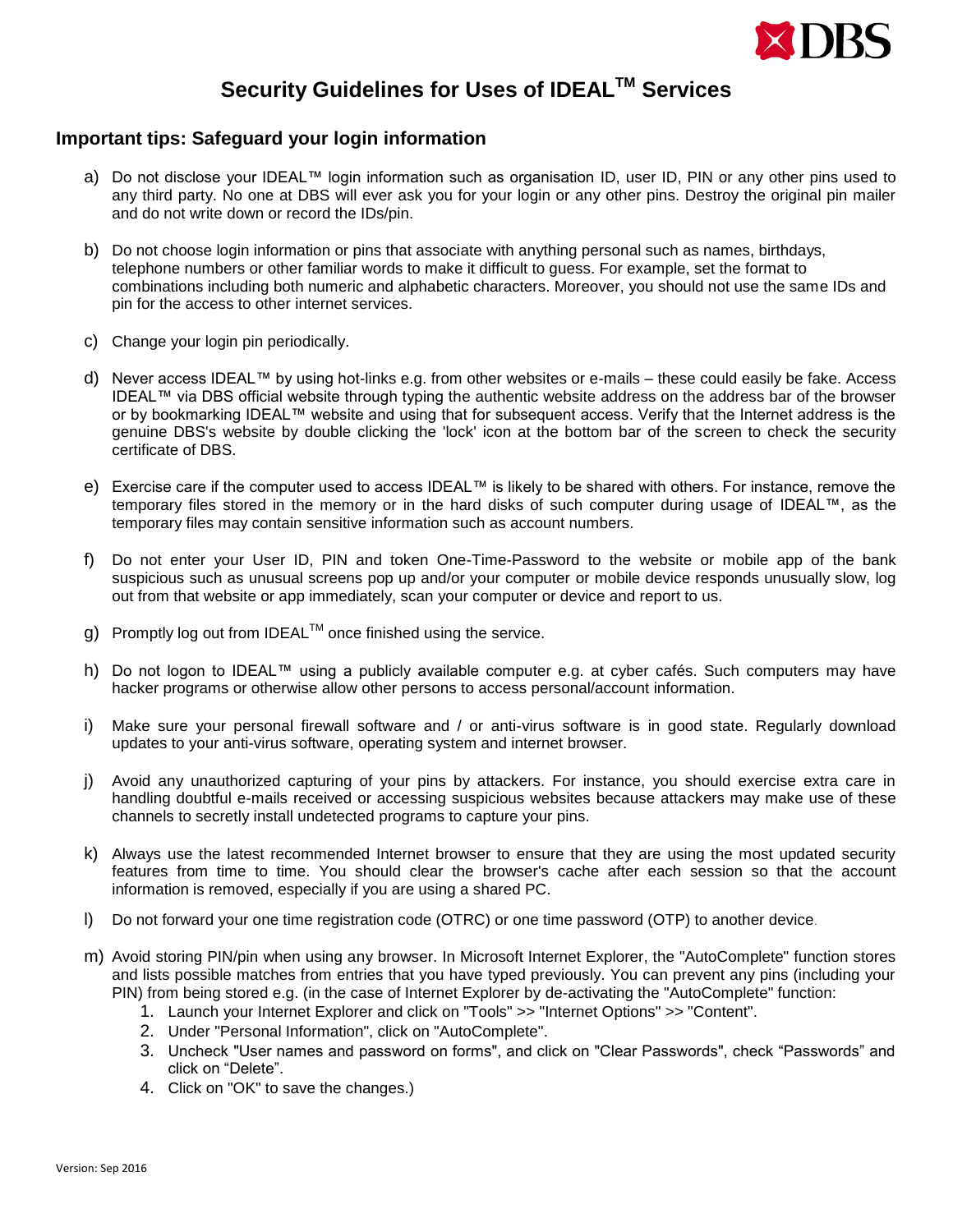# Security Guidelines for Uses of IDEAL™ Services

## Important tips: Safeguard your login information

a) Do not disclose your IDEAL™ login information such as organisation ID, user ID, PIN or any other pins used to any third party. No one at DBS will ever ask you for your login or any other pins. Destroy the original pin mailer and do not write down or record the IDs/pin.

b) Do not choose login information or pins that associate with anything personal such as names, birthdays, telephone numbers or other familiar words to make it difficult to guess. For example, set the format to combinations including both numeric and alphabetic characters. Moreover, you should not use the same IDs and pin for the access to other internet services.

c) Change your login pin periodically.

d) Never access IDEAL™ by using hot-links e.g. from other websites or e-mails – these could easily be fake. Access IDEAL™ via DBS official website through typing the authentic website address on the address bar of the browser or by bookmarking IDEAL™ website and using that for subsequent access. Verify that the Internet address is the genuine DBS's website by double clicking the 'lock' icon at the bottom bar of the screen to check the security certificate of DBS.

e) Exercise care if the computer used to access IDEAL™ is likely to be shared with others. For instance, remove the temporary files stored in the memory or in the hard disks of such computer during usage of IDEAL™, as the temporary files may contain sensitive information such as account numbers.

f) Do not enter your User ID, PIN and token One-Time-Password to the website or mobile app of the bank suspicious such as unusual screens pop up and/or your computer or mobile device responds unusually slow, log out from that website or app immediately, scan your computer or device and report to us.

g) Promptly log out from IDEAL™ once finished using the service.

h) Do not logon to IDEAL™ using a publicly available computer e.g. at cyber cafés. Such computers may have hacker programs or otherwise allow other persons to access personal/account information.

i) Make sure your personal firewall software and / or anti-virus software is in good state. Regularly download updates to your anti-virus software, operating system and internet browser.

j) Avoid any unauthorized capturing of your pins by attackers. For instance, you should exercise extra care in handling doubtful e-mails received or accessing suspicious websites because attackers may make use of these channels to secretly install undetected programs to capture your pins.

k) Always use the latest recommended Internet browser to ensure that they are using the most updated security features from time to time. You should clear the browser's cache after each session so that the account information is removed, especially if you are using a shared PC.

l) Do not forward your one time registration code (OTRC) or one time password (OTP) to another device.

m) Avoid storing PIN/pin when using any browser. In Microsoft Internet Explorer, the "AutoComplete" function stores and lists possible matches from entries that you have typed previously. You can prevent any pins (including your PIN) from being stored e.g. (in the case of Internet Explorer by de-activating the "AutoComplete" function:
   1. Launch your Internet Explorer and click on "Tools" >> "Internet Options" >> "Content".
   2. Under "Personal Information", click on "AutoComplete".
   3. Uncheck "User names and password on forms", and click on "Clear Passwords", check "Passwords" and click on "Delete".
   4. Click on "OK" to save the changes.)

Version: Sep 2016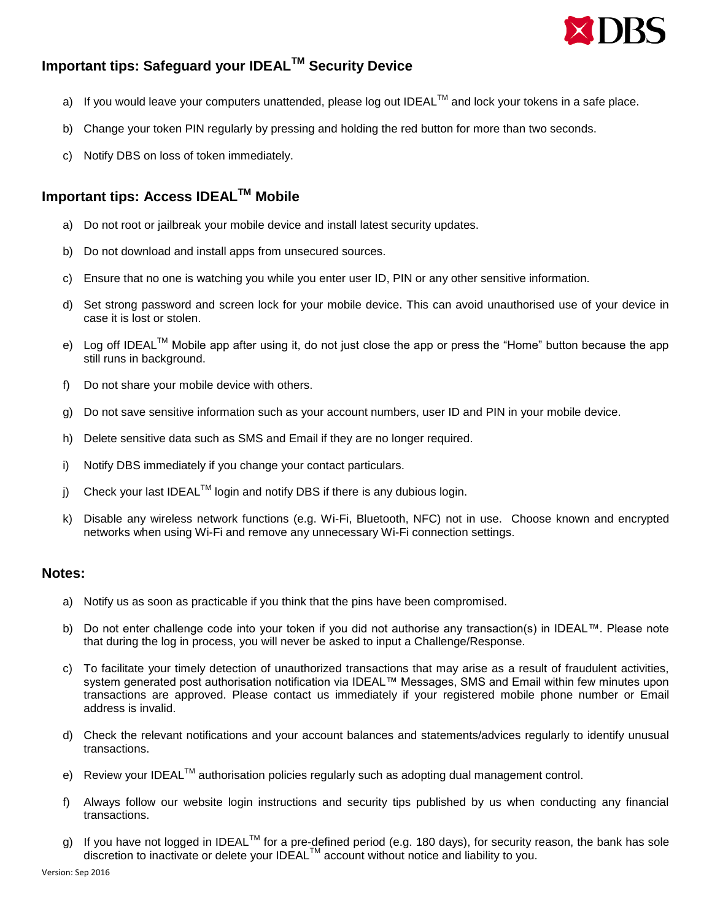## Important tips: Safeguard your IDEAL™ Security Device

a) If you would leave your computers unattended, please log out IDEAL™ and lock your tokens in a safe place.

b) Change your token PIN regularly by pressing and holding the red button for more than two seconds.

c) Notify DBS on loss of token immediately.

## Important tips: Access IDEAL™ Mobile

a) Do not root or jailbreak your mobile device and install latest security updates.

b) Do not download and install apps from unsecured sources.

c) Ensure that no one is watching you while you enter user ID, PIN or any other sensitive information.

d) Set strong password and screen lock for your mobile device. This can avoid unauthorised use of your device in case it is lost or stolen.

e) Log off IDEAL™ Mobile app after using it, do not just close the app or press the "Home" button because the app still runs in background.

f) Do not share your mobile device with others.

g) Do not save sensitive information such as your account numbers, user ID and PIN in your mobile device.

h) Delete sensitive data such as SMS and Email if they are no longer required.

i) Notify DBS immediately if you change your contact particulars.

j) Check your last IDEAL™ login and notify DBS if there is any dubious login.

k) Disable any wireless network functions (e.g. Wi-Fi, Bluetooth, NFC) not in use. Choose known and encrypted networks when using Wi-Fi and remove any unnecessary Wi-Fi connection settings.

## Notes:

a) Notify us as soon as practicable if you think that the pins have been compromised.

b) Do not enter challenge code into your token if you did not authorise any transaction(s) in IDEAL™. Please note that during the log in process, you will never be asked to input a Challenge/Response.

c) To facilitate your timely detection of unauthorized transactions that may arise as a result of fraudulent activities, system generated post authorisation notification via IDEAL™ Messages, SMS and Email within few minutes upon transactions are approved. Please contact us immediately if your registered mobile phone number or Email address is invalid.

d) Check the relevant notifications and your account balances and statements/advices regularly to identify unusual transactions.

e) Review your IDEAL™ authorisation policies regularly such as adopting dual management control.

f) Always follow our website login instructions and security tips published by us when conducting any financial transactions.

g) If you have not logged in IDEAL™ for a pre-defined period (e.g. 180 days), for security reason, the bank has sole discretion to inactivate or delete your IDEAL™ account without notice and liability to you.

Version: Sep 2016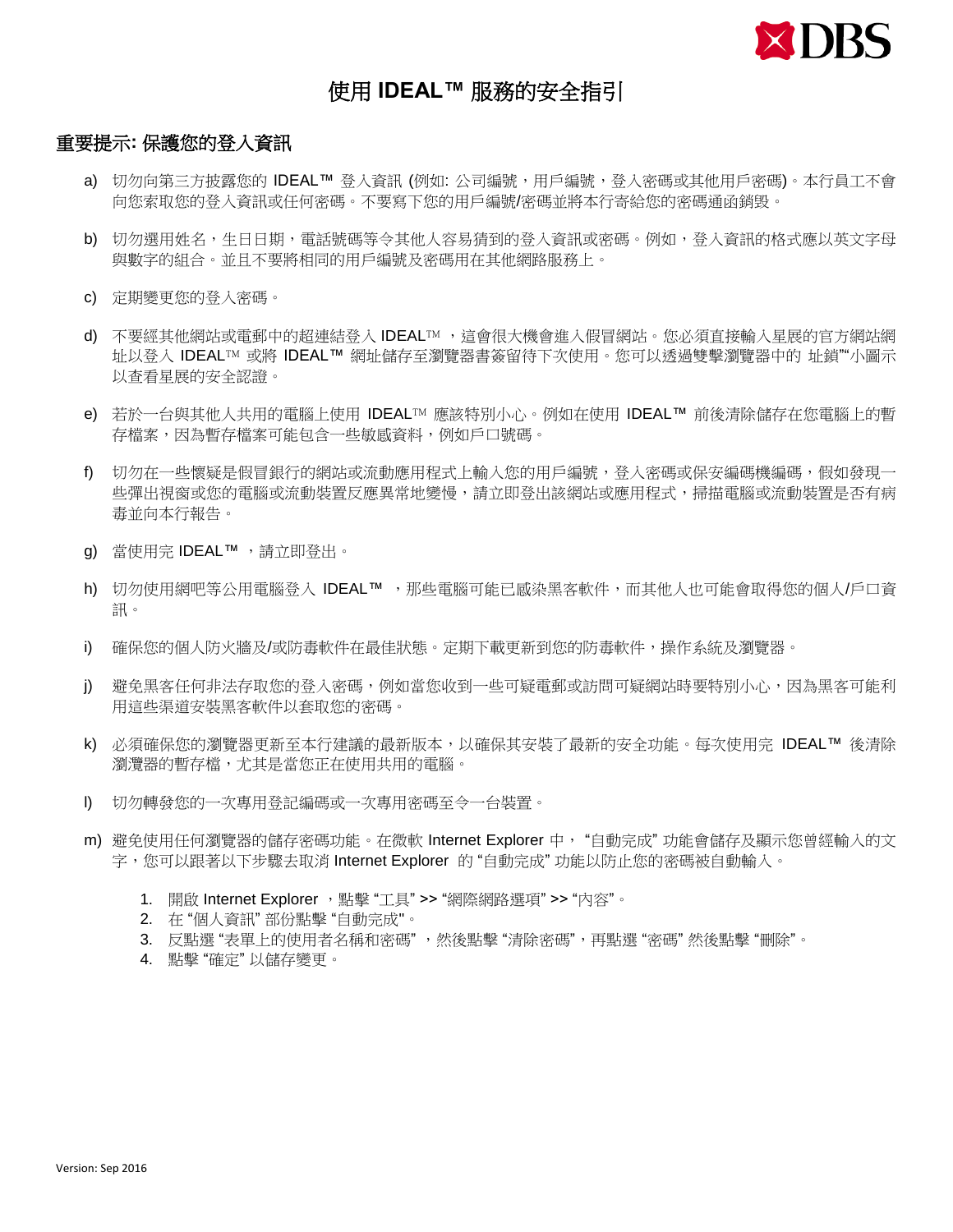# 使用 IDEAL™ 服務的安全指引

## 重要提示: 保護您的登入資訊

a) 切勿向第三方披露您的 IDEAL™ 登入資訊 (例如: 公司編號，用戶編號，登入密碼或其他用戶密碼)。本行員工不會向您索取您的登入資訊或任何密碼。不要寫下您的用戶編號/密碼並將本行寄給您的密碼通函銷毀。

b) 切勿選用姓名，生日日期，電話號碼等令其他人容易猜到的登入資訊或密碼。例如，登入資訊的格式應以英文字母與數字的組合。並且不要將相同的用戶編號及密碼用在其他網路服務上。

c) 定期變更您的登入密碼。

d) 不要經其他網站或電郵中的超連結登入 IDEAL™ ，這會很大機會進入假冒網站。您必須直接輸入星展的官方網站網址以登入 IDEAL™ 或將 IDEAL™ 網址儲存至瀏覽器書簽留待下次使用。您可以透過雙擊瀏覽器中的 址鎖""小圖示以查看星展的安全認證。

e) 若於一台與其他人共用的電腦上使用 IDEAL™ 應該特別小心。例如在使用 IDEAL™ 前後清除儲存在您電腦上的暫存檔案，因為暫存檔案可能包含一些敏感資料，例如戶口號碼。

f) 切勿在一些懷疑是假冒銀行的網站或流動應用程式上輸入您的用戶編號，登入密碼或保安編碼機編碼，假如發現一些彈出視窗或您的電腦或流動裝置反應異常地變慢，請立即登出該網站或應用程式，掃描電腦或流動裝置是否有病毒並向本行報告。

g) 當使用完 IDEAL™ ，請立即登出。

h) 切勿使用網吧等公用電腦登入 IDEAL™ ，那些電腦可能已感染黑客軟件，而其他人也可能會取得您的個人/戶口資訊。

i) 確保您的個人防火牆及/或防毒軟件在最佳狀態。定期下載更新到您的防毒軟件，操作系統及瀏覽器。

j) 避免黑客任何非法存取您的登入密碼，例如當您收到一些可疑電郵或訪問可疑網站時要特別小心，因為黑客可能利用這些渠道安裝黑客軟件以套取您的密碼。

k) 必須確保您的瀏覽器更新至本行建議的最新版本，以確保其安裝了最新的安全功能。每次使用完 IDEAL™ 後清除瀏覽器的暫存檔，尤其是當您正在使用共用的電腦。

l) 切勿轉發您的一次專用登記編碼或一次專用密碼至令一台裝置。

m) 避免使用任何瀏覽器的儲存密碼功能。在微軟 Internet Explorer 中，"自動完成" 功能會儲存及顯示您曾經輸入的文字，您可以跟著以下步驟去取消 Internet Explorer 的"自動完成" 功能以防止您的密碼被自動輸入。

   1. 開啟 Internet Explorer ，點擊 "工具" >> "網際網路選項" >> "內容"。
   2. 在 "個人資訊" 部份點擊 "自動完成"。
   3. 反點選 "表單上的使用者名稱和密碼" ，然後點擊 "清除密碼"，再點選 "密碼" 然後點擊 "刪除"。
   4. 點擊 "確定" 以儲存變更。

Version: Sep 2016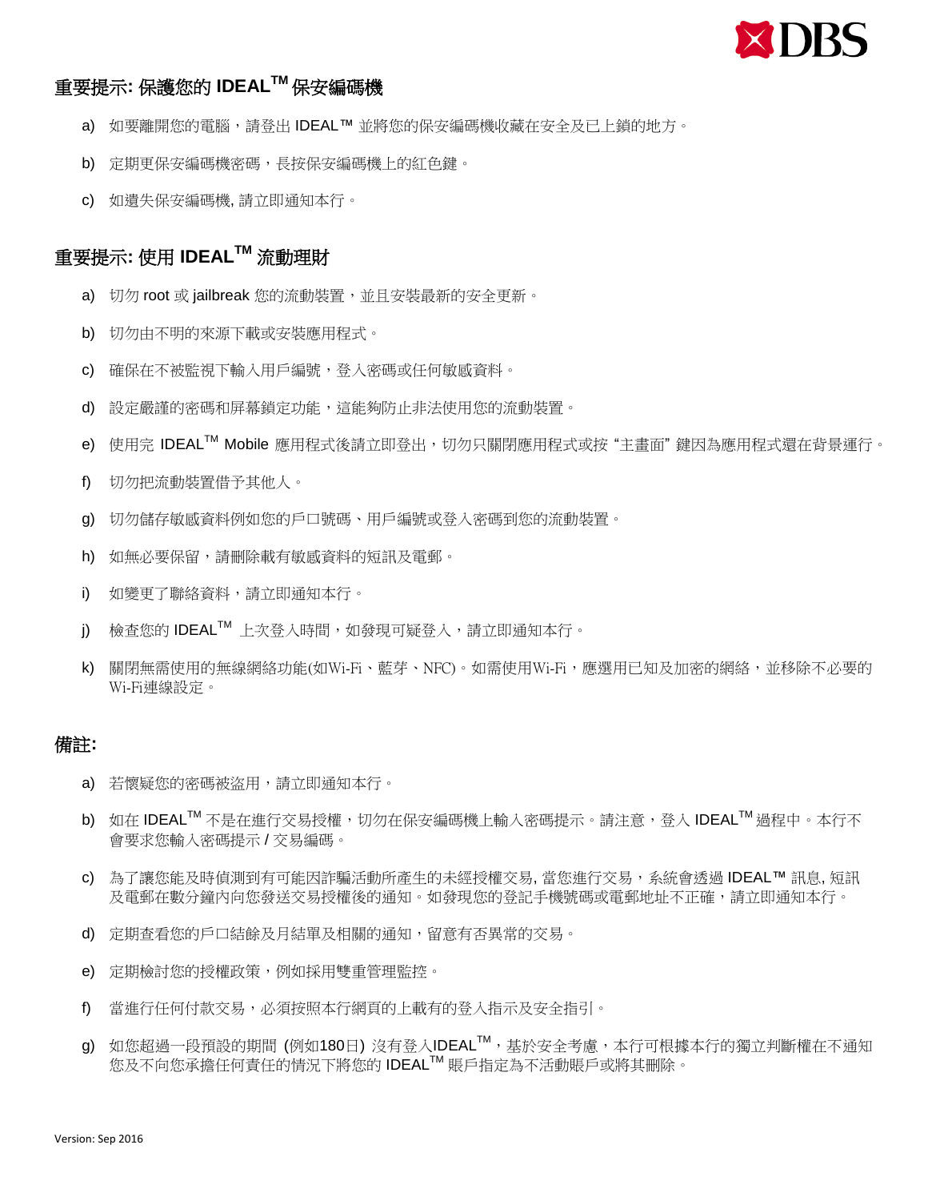## 重要提示: 保護您的 IDEALTM 保安編碼機

a) 如要離開您的電腦，請登出 IDEAL™ 並將您的保安編碼機收藏在安全及已上鎖的地方。

b) 定期更保安編碼機密碼，長按保安編碼機上的紅色鍵。

c) 如遺失保安編碼機, 請立即通知本行。

## 重要提示: 使用 IDEALTM 流動理財

a) 切勿 root 或 jailbreak 您的流動裝置，並且安裝最新的安全更新。

b) 切勿由不明的來源下載或安裝應用程式。

c) 確保在不被監視下輸入用戶編號，登入密碼或任何敏感資料。

d) 設定嚴謹的密碼和屏幕鎖定功能，這能夠防止非法使用您的流動裝置。

e) 使用完 IDEALTM Mobile 應用程式後請立即登出，切勿只關閉應用程式或按 "主畫面" 鍵因為應用程式還在背景運行。

f) 切勿把流動裝置借予其他人。

g) 切勿儲存敏感資料例如您的戶口號碼、用戶編號或登入密碼到您的流動裝置。

h) 如無必要保留，請刪除載有敏感資料的短訊及電郵。

i) 如變更了聯絡資料，請立即通知本行。

j) 檢查您的 IDEALTM 上次登入時間，如發現可疑登入，請立即通知本行。

k) 關閉無需使用的無線網絡功能(如Wi-Fi、藍芽、NFC)。如需使用Wi-Fi，應選用已知及加密的網絡，並移除不必要的Wi-Fi連線設定。

## 備註:

a) 若懷疑您的密碼被盜用，請立即通知本行。

b) 如在 IDEALTM 不是在進行交易授權，切勿在保安編碼機上輸入密碼提示。請注意，登入 IDEALTM 過程中。本行不會要求您輸入密碼提示 / 交易編碼。

c) 為了讓您能及時偵測到有可能因詐騙活動所產生的未經授權交易, 當您進行交易，系統會透過 IDEAL™ 訊息, 短訊及電郵在數分鐘內向您發送交易授權後的通知。如發現您的登記手機號碼或電郵地址不正確，請立即通知本行。

d) 定期查看您的戶口結餘及月結單及相關的通知，留意有否異常的交易。

e) 定期檢討您的授權政策，例如採用雙重管理監控。

f) 當進行任何付款交易，必須按照本行網頁的上載有的登入指示及安全指引。

g) 如您超過一段預設的期間 (例如180日) 沒有登入IDEALTM，基於安全考慮，本行可根據本行的獨立判斷權在不通知您及不向您承擔任何責任的情況下將您的 IDEALTM 賬戶指定為不活動賬戶或將其刪除。

Version: Sep 2016